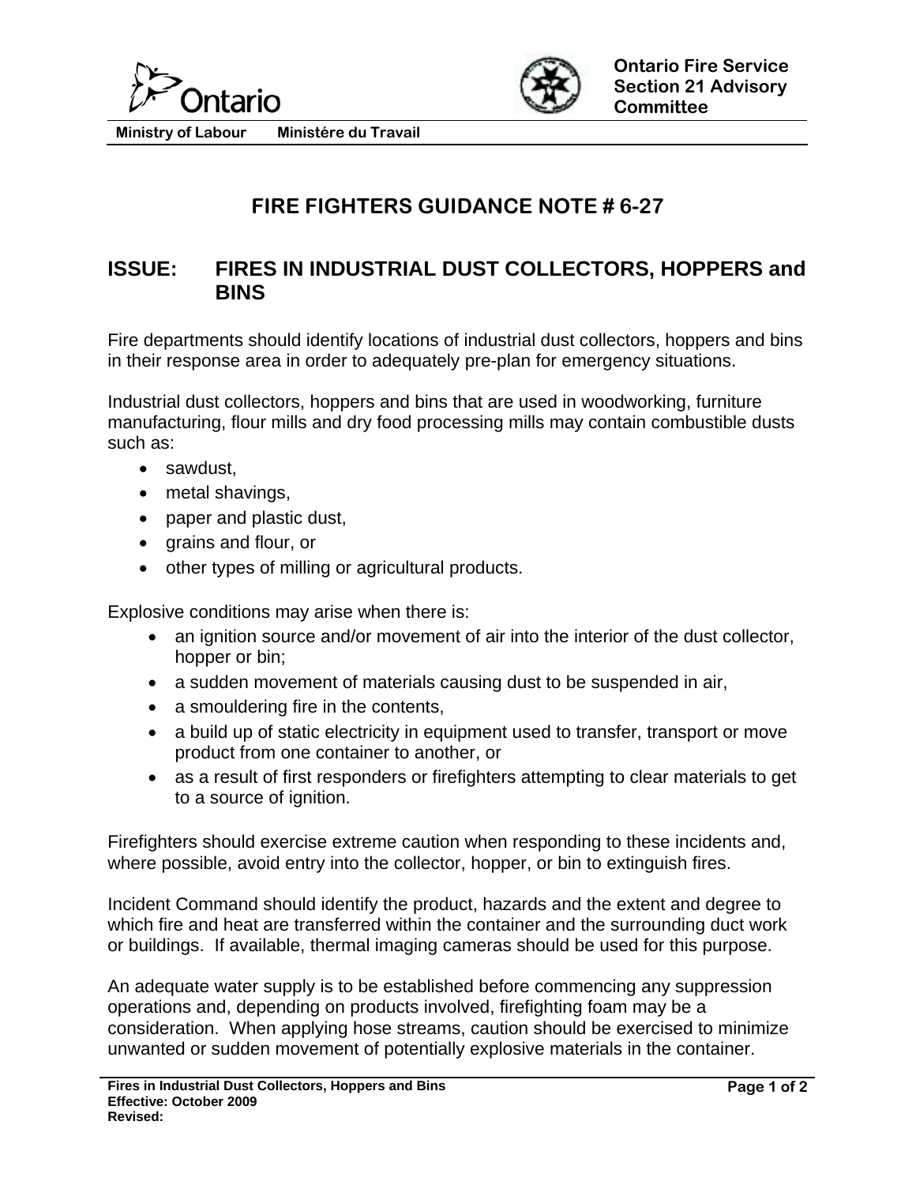Ontario

**Ministry of Labour Ministére du Travail**

**Ontario Fire Service Section 21 Advisory Committee**

# FIRE FIGHTERS GUIDANCE NOTE # 6-27

## ISSUE: FIRES IN INDUSTRIAL DUST COLLECTORS, HOPPERS and BINS

Fire departments should identify locations of industrial dust collectors, hoppers and bins in their response area in order to adequately pre-plan for emergency situations.

Industrial dust collectors, hoppers and bins that are used in woodworking, furniture manufacturing, flour mills and dry food processing mills may contain combustible dusts such as:

- sawdust,
- metal shavings,
- paper and plastic dust,
- grains and flour, or
- other types of milling or agricultural products.

Explosive conditions may arise when there is:

- an ignition source and/or movement of air into the interior of the dust collector, hopper or bin;
- a sudden movement of materials causing dust to be suspended in air,
- a smouldering fire in the contents,
- a build up of static electricity in equipment used to transfer, transport or move product from one container to another, or
- as a result of first responders or firefighters attempting to clear materials to get to a source of ignition.

Firefighters should exercise extreme caution when responding to these incidents and, where possible, avoid entry into the collector, hopper, or bin to extinguish fires.

Incident Command should identify the product, hazards and the extent and degree to which fire and heat are transferred within the container and the surrounding duct work or buildings. If available, thermal imaging cameras should be used for this purpose.

An adequate water supply is to be established before commencing any suppression operations and, depending on products involved, firefighting foam may be a consideration. When applying hose streams, caution should be exercised to minimize unwanted or sudden movement of potentially explosive materials in the container.

**Fires in Industrial Dust Collectors, Hoppers and Bins**
**Effective: October 2009**
**Revised:**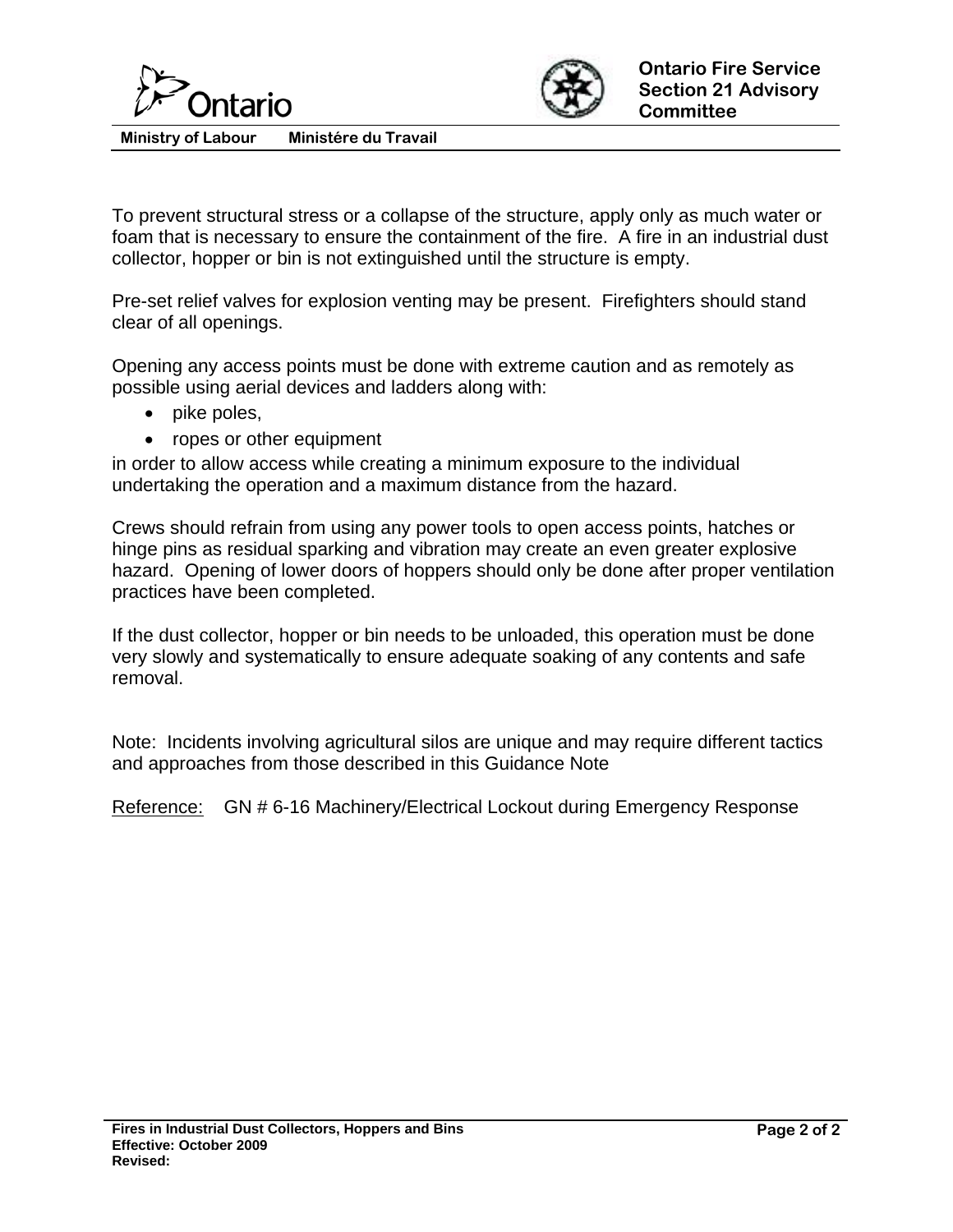To prevent structural stress or a collapse of the structure, apply only as much water or foam that is necessary to ensure the containment of the fire. A fire in an industrial dust collector, hopper or bin is not extinguished until the structure is empty.

Pre-set relief valves for explosion venting may be present. Firefighters should stand clear of all openings.

Opening any access points must be done with extreme caution and as remotely as possible using aerial devices and ladders along with:

- pike poles,
- ropes or other equipment

in order to allow access while creating a minimum exposure to the individual undertaking the operation and a maximum distance from the hazard.

Crews should refrain from using any power tools to open access points, hatches or hinge pins as residual sparking and vibration may create an even greater explosive hazard. Opening of lower doors of hoppers should only be done after proper ventilation practices have been completed.

If the dust collector, hopper or bin needs to be unloaded, this operation must be done very slowly and systematically to ensure adequate soaking of any contents and safe removal.

Note: Incidents involving agricultural silos are unique and may require different tactics and approaches from those described in this Guidance Note

Reference: GN # 6-16 Machinery/Electrical Lockout during Emergency Response